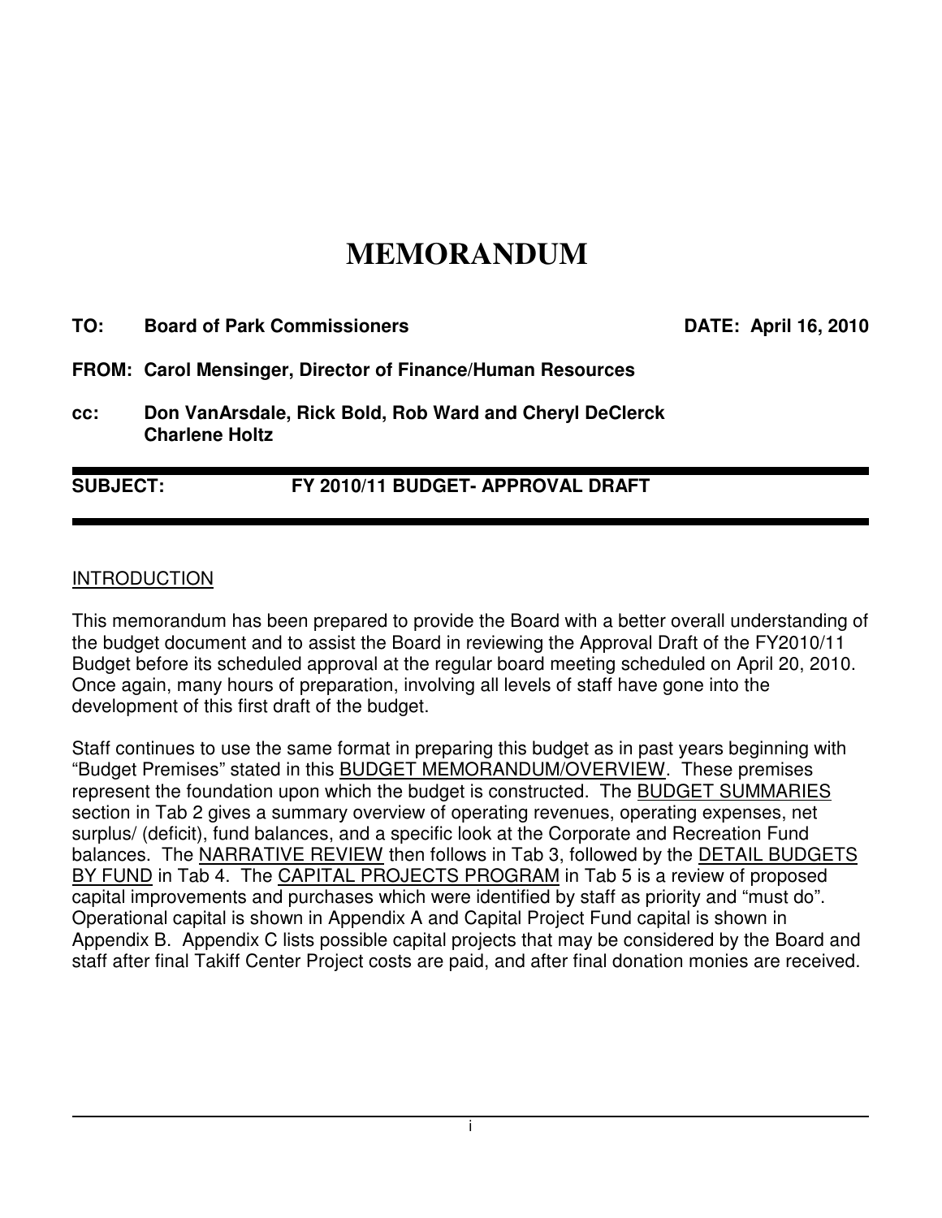# MEMORANDUM

**TO:** **Board of Park Commissioners** **DATE: April 16, 2010**

**FROM:** **Carol Mensinger, Director of Finance/Human Resources**

**cc:** **Don VanArsdale, Rick Bold, Rob Ward and Cheryl DeClerck Charlene Holtz**

---

**SUBJECT:** **FY 2010/11 BUDGET- APPROVAL DRAFT**

---

## INTRODUCTION

This memorandum has been prepared to provide the Board with a better overall understanding of the budget document and to assist the Board in reviewing the Approval Draft of the FY2010/11 Budget before its scheduled approval at the regular board meeting scheduled on April 20, 2010. Once again, many hours of preparation, involving all levels of staff have gone into the development of this first draft of the budget.

Staff continues to use the same format in preparing this budget as in past years beginning with "Budget Premises" stated in this BUDGET MEMORANDUM/OVERVIEW. These premises represent the foundation upon which the budget is constructed. The BUDGET SUMMARIES section in Tab 2 gives a summary overview of operating revenues, operating expenses, net surplus/ (deficit), fund balances, and a specific look at the Corporate and Recreation Fund balances. The NARRATIVE REVIEW then follows in Tab 3, followed by the DETAIL BUDGETS BY FUND in Tab 4. The CAPITAL PROJECTS PROGRAM in Tab 5 is a review of proposed capital improvements and purchases which were identified by staff as priority and "must do". Operational capital is shown in Appendix A and Capital Project Fund capital is shown in Appendix B. Appendix C lists possible capital projects that may be considered by the Board and staff after final Takiff Center Project costs are paid, and after final donation monies are received.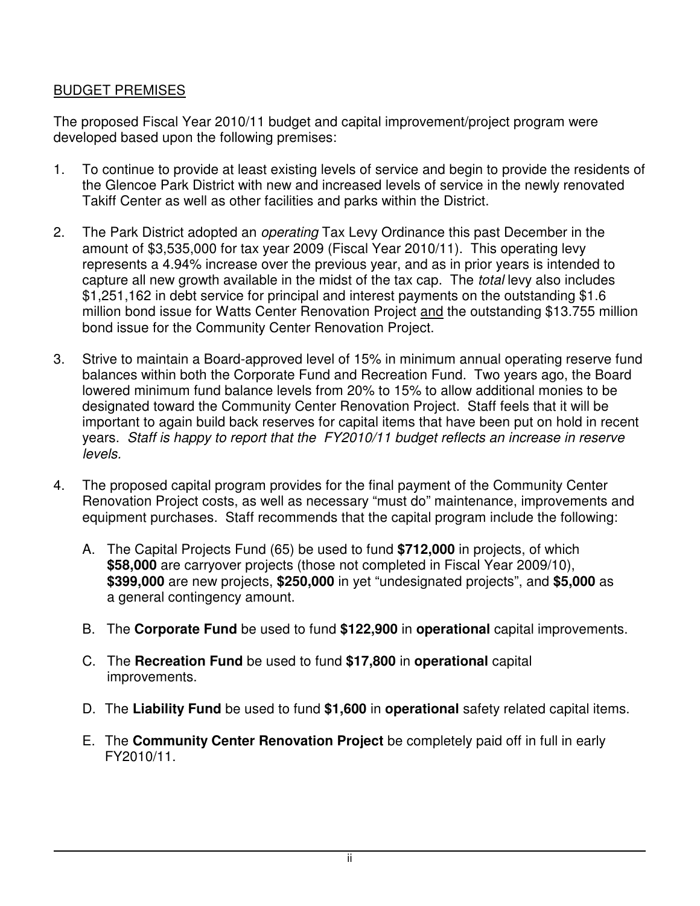## BUDGET PREMISES

The proposed Fiscal Year 2010/11 budget and capital improvement/project program were developed based upon the following premises:

1. To continue to provide at least existing levels of service and begin to provide the residents of the Glencoe Park District with new and increased levels of service in the newly renovated Takiff Center as well as other facilities and parks within the District.

2. The Park District adopted an *operating* Tax Levy Ordinance this past December in the amount of $3,535,000 for tax year 2009 (Fiscal Year 2010/11). This operating levy represents a 4.94% increase over the previous year, and as in prior years is intended to capture all new growth available in the midst of the tax cap. The *total* levy also includes $1,251,162 in debt service for principal and interest payments on the outstanding $1.6 million bond issue for Watts Center Renovation Project and the outstanding $13.755 million bond issue for the Community Center Renovation Project.

3. Strive to maintain a Board-approved level of 15% in minimum annual operating reserve fund balances within both the Corporate Fund and Recreation Fund. Two years ago, the Board lowered minimum fund balance levels from 20% to 15% to allow additional monies to be designated toward the Community Center Renovation Project. Staff feels that it will be important to again build back reserves for capital items that have been put on hold in recent years. *Staff is happy to report that the FY2010/11 budget reflects an increase in reserve levels.*

4. The proposed capital program provides for the final payment of the Community Center Renovation Project costs, as well as necessary "must do" maintenance, improvements and equipment purchases. Staff recommends that the capital program include the following:

   A. The Capital Projects Fund (65) be used to fund **$712,000** in projects, of which **$58,000** are carryover projects (those not completed in Fiscal Year 2009/10), **$399,000** are new projects, **$250,000** in yet "undesignated projects", and **$5,000** as a general contingency amount.

   B. The **Corporate Fund** be used to fund **$122,900** in **operational** capital improvements.

   C. The **Recreation Fund** be used to fund **$17,800** in **operational** capital improvements.

   D. The **Liability Fund** be used to fund **$1,600** in **operational** safety related capital items.

   E. The **Community Center Renovation Project** be completely paid off in full in early FY2010/11.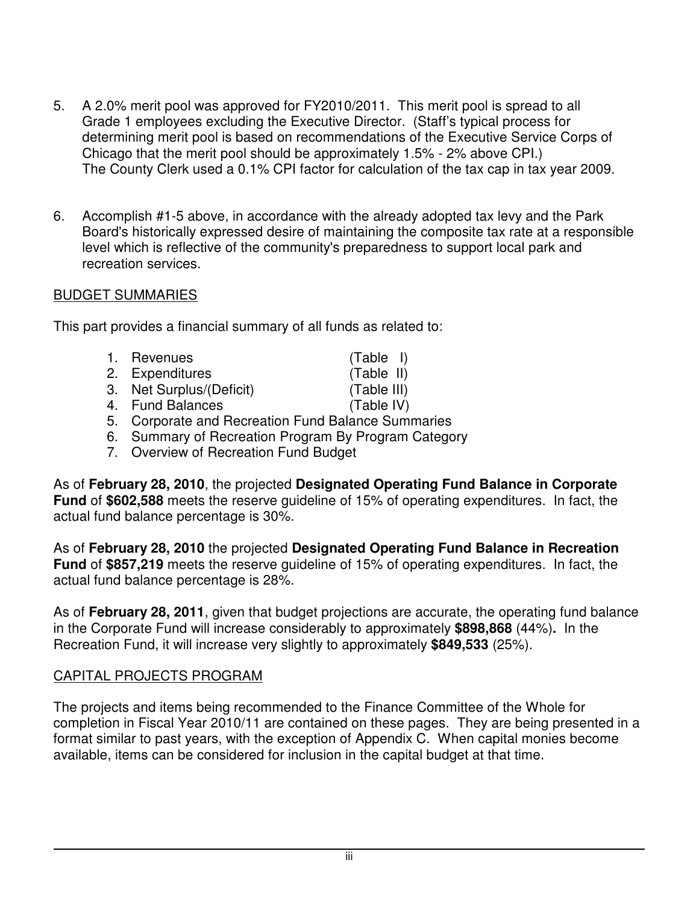5. A 2.0% merit pool was approved for FY2010/2011. This merit pool is spread to all Grade 1 employees excluding the Executive Director. (Staff's typical process for determining merit pool is based on recommendations of the Executive Service Corps of Chicago that the merit pool should be approximately 1.5% - 2% above CPI.) The County Clerk used a 0.1% CPI factor for calculation of the tax cap in tax year 2009.

6. Accomplish #1-5 above, in accordance with the already adopted tax levy and the Park Board's historically expressed desire of maintaining the composite tax rate at a responsible level which is reflective of the community's preparedness to support local park and recreation services.

## BUDGET SUMMARIES

This part provides a financial summary of all funds as related to:

1. Revenues (Table I)
2. Expenditures (Table II)
3. Net Surplus/(Deficit) (Table III)
4. Fund Balances (Table IV)
5. Corporate and Recreation Fund Balance Summaries
6. Summary of Recreation Program By Program Category
7. Overview of Recreation Fund Budget

As of **February 28, 2010**, the projected **Designated Operating Fund Balance in Corporate Fund** of **$602,588** meets the reserve guideline of 15% of operating expenditures. In fact, the actual fund balance percentage is 30%.

As of **February 28, 2010** the projected **Designated Operating Fund Balance in Recreation Fund** of **$857,219** meets the reserve guideline of 15% of operating expenditures. In fact, the actual fund balance percentage is 28%.

As of **February 28, 2011**, given that budget projections are accurate, the operating fund balance in the Corporate Fund will increase considerably to approximately **$898,868** (44%)**.** In the Recreation Fund, it will increase very slightly to approximately **$849,533** (25%).

## CAPITAL PROJECTS PROGRAM

The projects and items being recommended to the Finance Committee of the Whole for completion in Fiscal Year 2010/11 are contained on these pages. They are being presented in a format similar to past years, with the exception of Appendix C. When capital monies become available, items can be considered for inclusion in the capital budget at that time.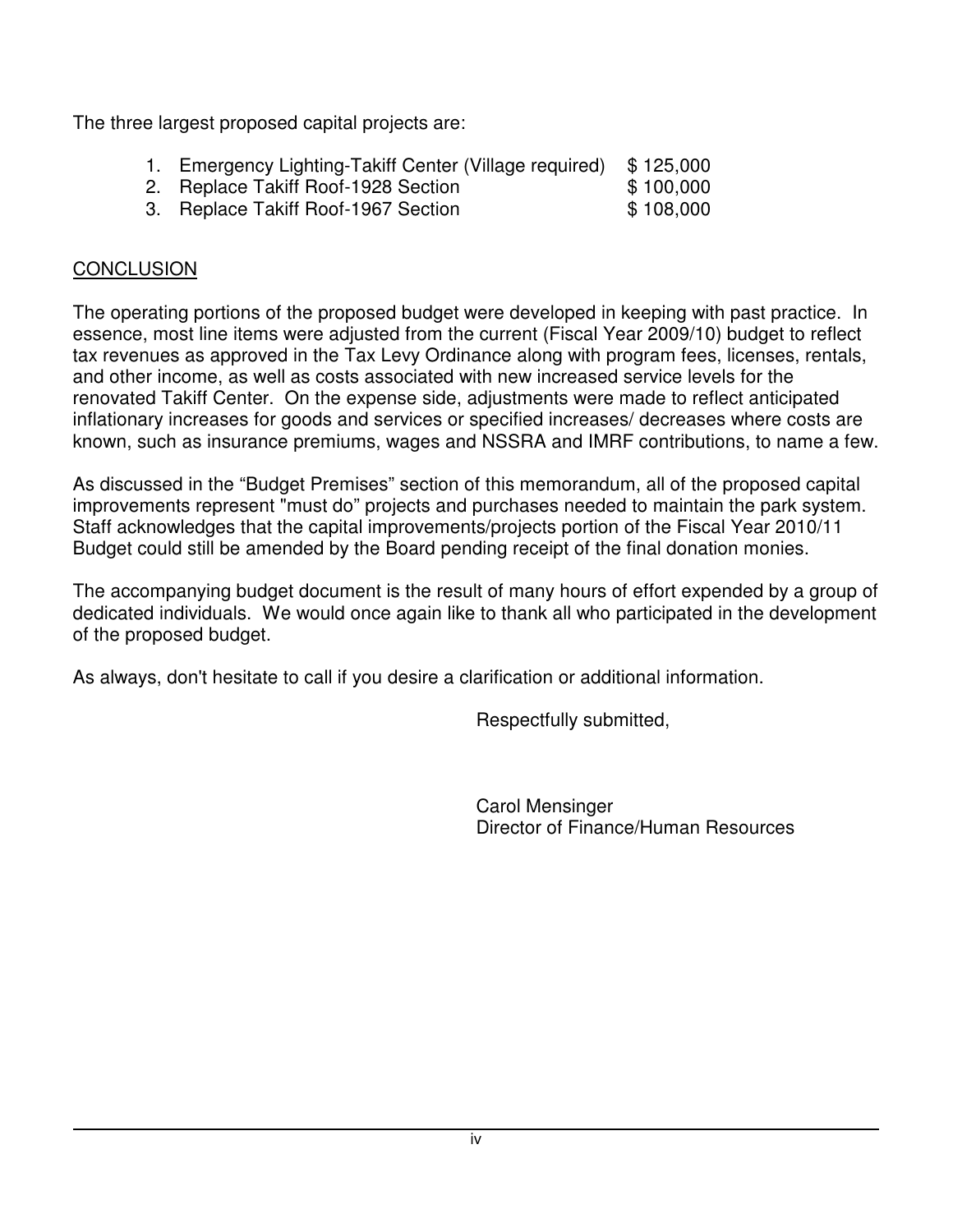The three largest proposed capital projects are:

1. Emergency Lighting-Takiff Center (Village required) $ 125,000
2. Replace Takiff Roof-1928 Section $ 100,000
3. Replace Takiff Roof-1967 Section $ 108,000

## CONCLUSION

The operating portions of the proposed budget were developed in keeping with past practice. In essence, most line items were adjusted from the current (Fiscal Year 2009/10) budget to reflect tax revenues as approved in the Tax Levy Ordinance along with program fees, licenses, rentals, and other income, as well as costs associated with new increased service levels for the renovated Takiff Center. On the expense side, adjustments were made to reflect anticipated inflationary increases for goods and services or specified increases/ decreases where costs are known, such as insurance premiums, wages and NSSRA and IMRF contributions, to name a few.

As discussed in the "Budget Premises" section of this memorandum, all of the proposed capital improvements represent "must do" projects and purchases needed to maintain the park system. Staff acknowledges that the capital improvements/projects portion of the Fiscal Year 2010/11 Budget could still be amended by the Board pending receipt of the final donation monies.

The accompanying budget document is the result of many hours of effort expended by a group of dedicated individuals. We would once again like to thank all who participated in the development of the proposed budget.

As always, don't hesitate to call if you desire a clarification or additional information.

Respectfully submitted,

Carol Mensinger
Director of Finance/Human Resources